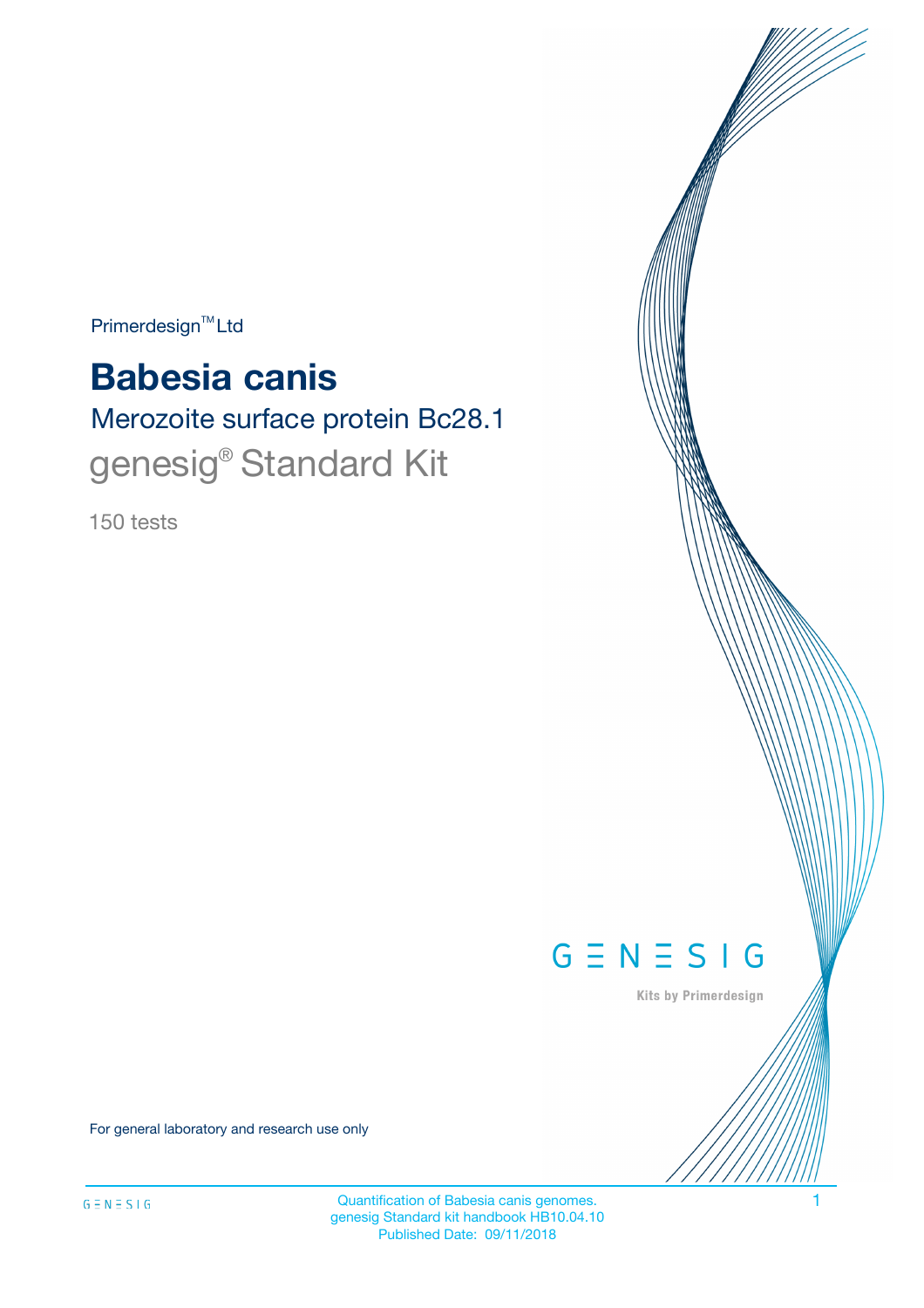Primerdesign™ Ltd

# Babesia canis

## Merozoite surface protein Bc28.1

## genesig® Standard Kit

150 tests

GENESIG

Kits by Primerdesign

For general laboratory and research use only

Quantification of Babesia canis genomes.
genesig Standard kit handbook HB10.04.10
Published Date: 09/11/2018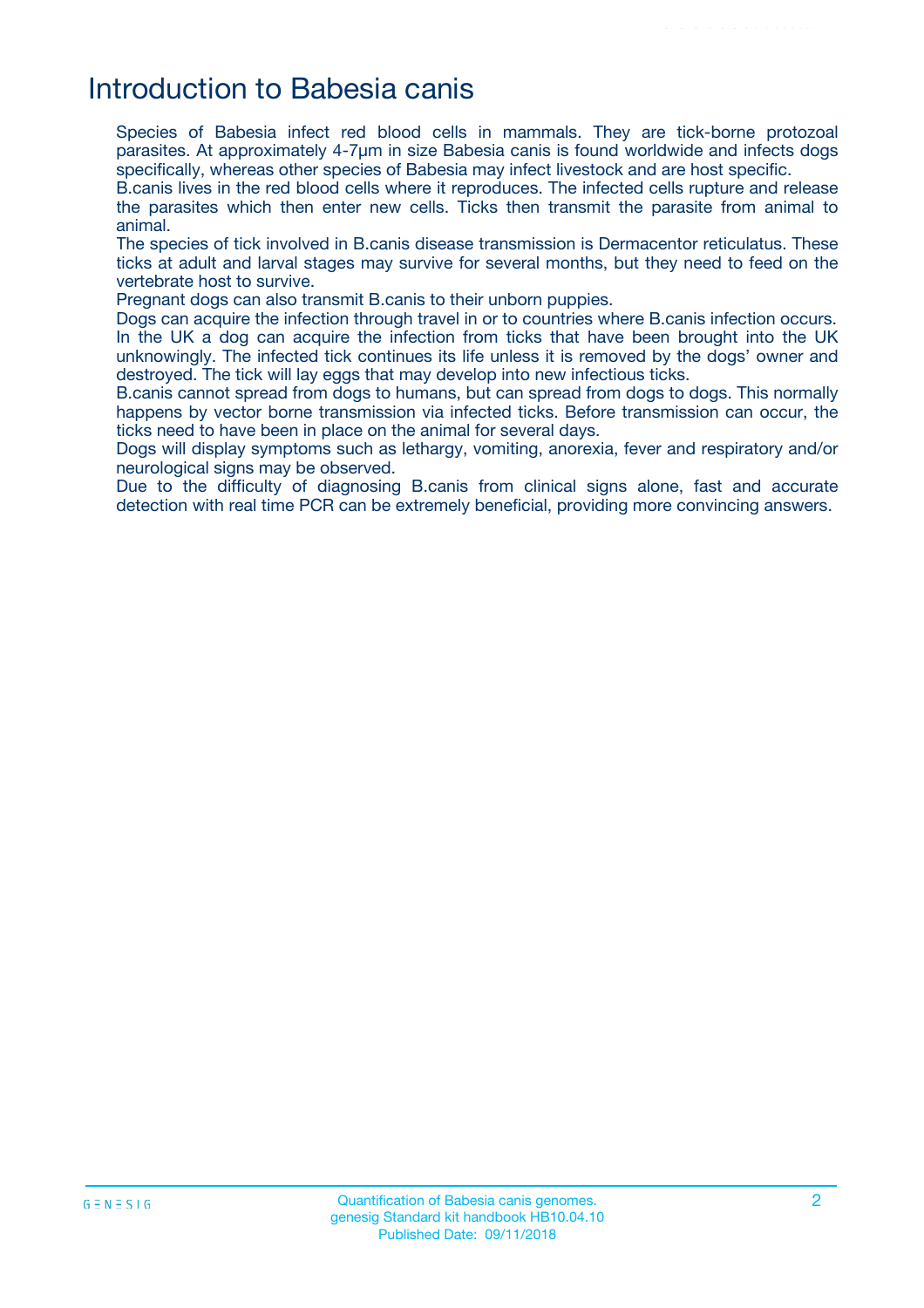# Introduction to Babesia canis

Species of Babesia infect red blood cells in mammals. They are tick-borne protozoal parasites. At approximately 4-7μm in size Babesia canis is found worldwide and infects dogs specifically, whereas other species of Babesia may infect livestock and are host specific.

B.canis lives in the red blood cells where it reproduces. The infected cells rupture and release the parasites which then enter new cells. Ticks then transmit the parasite from animal to animal.

The species of tick involved in B.canis disease transmission is Dermacentor reticulatus. These ticks at adult and larval stages may survive for several months, but they need to feed on the vertebrate host to survive.

Pregnant dogs can also transmit B.canis to their unborn puppies.

Dogs can acquire the infection through travel in or to countries where B.canis infection occurs. In the UK a dog can acquire the infection from ticks that have been brought into the UK unknowingly. The infected tick continues its life unless it is removed by the dogs' owner and destroyed. The tick will lay eggs that may develop into new infectious ticks.

B.canis cannot spread from dogs to humans, but can spread from dogs to dogs. This normally happens by vector borne transmission via infected ticks. Before transmission can occur, the ticks need to have been in place on the animal for several days.

Dogs will display symptoms such as lethargy, vomiting, anorexia, fever and respiratory and/or neurological signs may be observed.

Due to the difficulty of diagnosing B.canis from clinical signs alone, fast and accurate detection with real time PCR can be extremely beneficial, providing more convincing answers.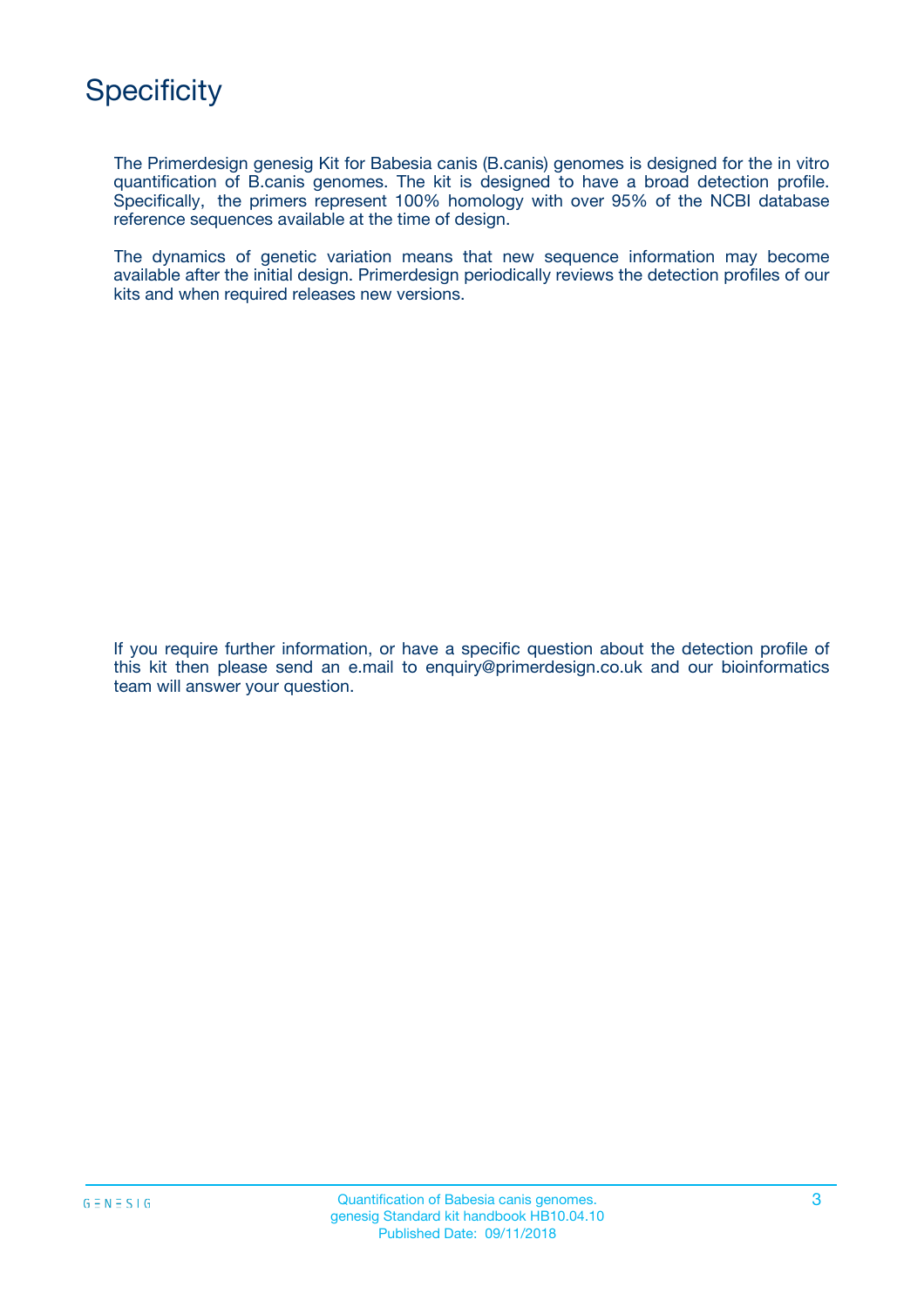# Specificity

The Primerdesign genesig Kit for Babesia canis (B.canis) genomes is designed for the in vitro quantification of B.canis genomes. The kit is designed to have a broad detection profile. Specifically, the primers represent 100% homology with over 95% of the NCBI database reference sequences available at the time of design.

The dynamics of genetic variation means that new sequence information may become available after the initial design. Primerdesign periodically reviews the detection profiles of our kits and when required releases new versions.

If you require further information, or have a specific question about the detection profile of this kit then please send an e.mail to enquiry@primerdesign.co.uk and our bioinformatics team will answer your question.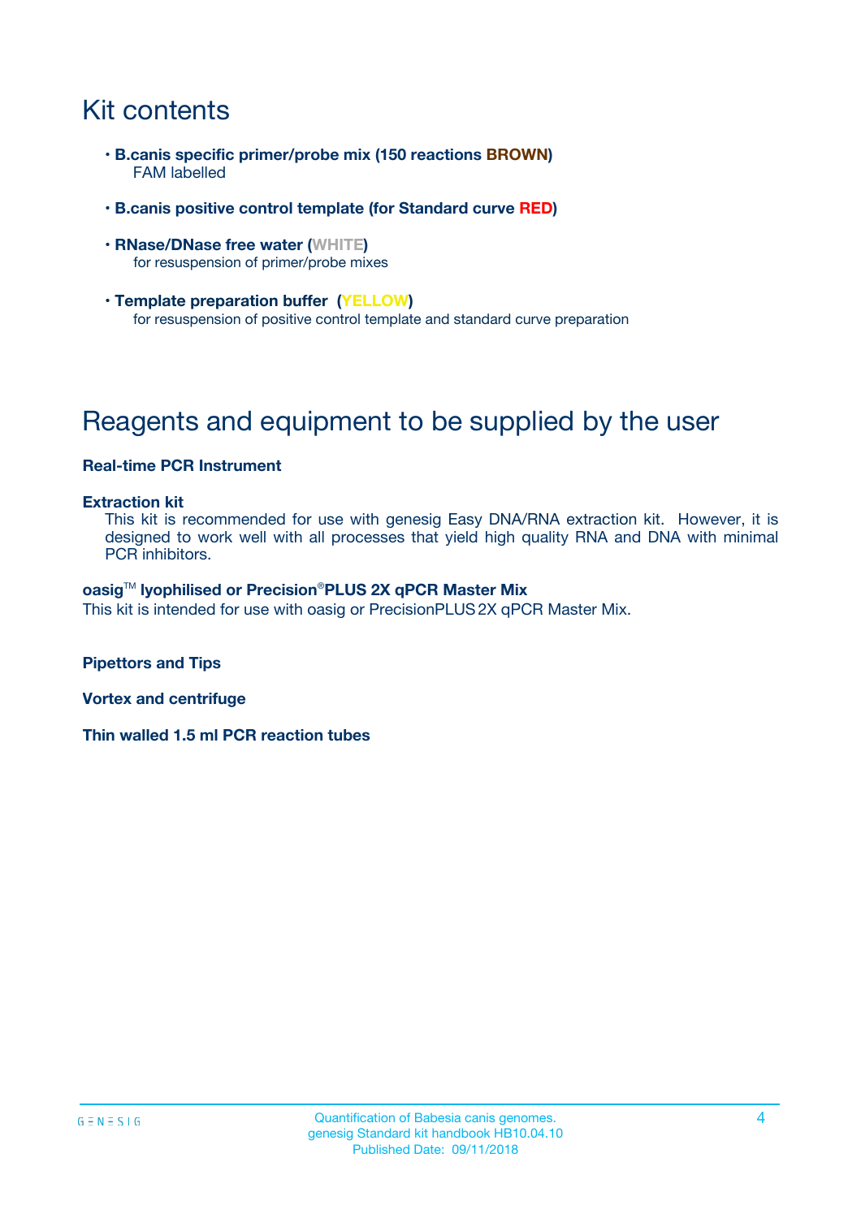# Kit contents

- **B.canis specific primer/probe mix (150 reactions BROWN)**
  FAM labelled
- **B.canis positive control template (for Standard curve RED)**
- **RNase/DNase free water (WHITE)**
  for resuspension of primer/probe mixes
- **Template preparation buffer (YELLOW)**
  for resuspension of positive control template and standard curve preparation

# Reagents and equipment to be supplied by the user

**Real-time PCR Instrument**

**Extraction kit**
This kit is recommended for use with genesig Easy DNA/RNA extraction kit. However, it is designed to work well with all processes that yield high quality RNA and DNA with minimal PCR inhibitors.

**oasig™ lyophilised or Precision®PLUS 2X qPCR Master Mix**
This kit is intended for use with oasig or PrecisionPLUS 2X qPCR Master Mix.

**Pipettors and Tips**

**Vortex and centrifuge**

**Thin walled 1.5 ml PCR reaction tubes**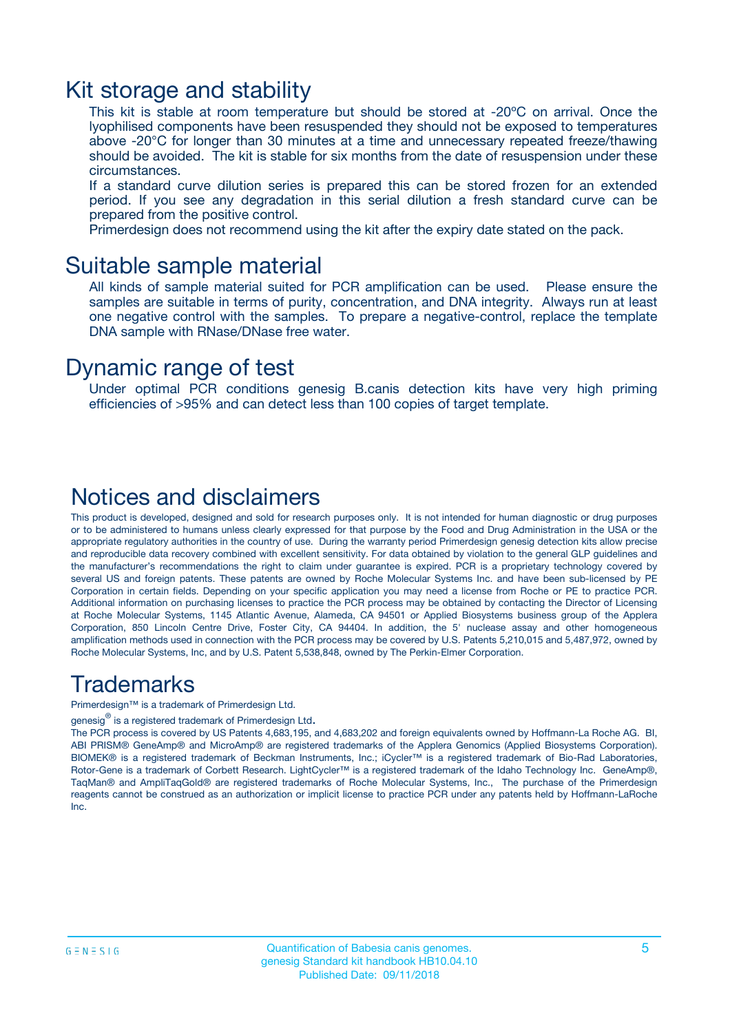# Kit storage and stability

This kit is stable at room temperature but should be stored at -20ºC on arrival. Once the lyophilised components have been resuspended they should not be exposed to temperatures above -20°C for longer than 30 minutes at a time and unnecessary repeated freeze/thawing should be avoided. The kit is stable for six months from the date of resuspension under these circumstances.

If a standard curve dilution series is prepared this can be stored frozen for an extended period. If you see any degradation in this serial dilution a fresh standard curve can be prepared from the positive control.

Primerdesign does not recommend using the kit after the expiry date stated on the pack.

# Suitable sample material

All kinds of sample material suited for PCR amplification can be used. Please ensure the samples are suitable in terms of purity, concentration, and DNA integrity. Always run at least one negative control with the samples. To prepare a negative-control, replace the template DNA sample with RNase/DNase free water.

# Dynamic range of test

Under optimal PCR conditions genesig B.canis detection kits have very high priming efficiencies of >95% and can detect less than 100 copies of target template.

# Notices and disclaimers

This product is developed, designed and sold for research purposes only. It is not intended for human diagnostic or drug purposes or to be administered to humans unless clearly expressed for that purpose by the Food and Drug Administration in the USA or the appropriate regulatory authorities in the country of use. During the warranty period Primerdesign genesig detection kits allow precise and reproducible data recovery combined with excellent sensitivity. For data obtained by violation to the general GLP guidelines and the manufacturer's recommendations the right to claim under guarantee is expired. PCR is a proprietary technology covered by several US and foreign patents. These patents are owned by Roche Molecular Systems Inc. and have been sub-licensed by PE Corporation in certain fields. Depending on your specific application you may need a license from Roche or PE to practice PCR. Additional information on purchasing licenses to practice the PCR process may be obtained by contacting the Director of Licensing at Roche Molecular Systems, 1145 Atlantic Avenue, Alameda, CA 94501 or Applied Biosystems business group of the Applera Corporation, 850 Lincoln Centre Drive, Foster City, CA 94404. In addition, the 5' nuclease assay and other homogeneous amplification methods used in connection with the PCR process may be covered by U.S. Patents 5,210,015 and 5,487,972, owned by Roche Molecular Systems, Inc, and by U.S. Patent 5,538,848, owned by The Perkin-Elmer Corporation.

# Trademarks

Primerdesign™ is a trademark of Primerdesign Ltd.

genesig® is a registered trademark of Primerdesign Ltd.

The PCR process is covered by US Patents 4,683,195, and 4,683,202 and foreign equivalents owned by Hoffmann-La Roche AG. BI, ABI PRISM® GeneAmp® and MicroAmp® are registered trademarks of the Applera Genomics (Applied Biosystems Corporation). BIOMEK® is a registered trademark of Beckman Instruments, Inc.; iCycler™ is a registered trademark of Bio-Rad Laboratories, Rotor-Gene is a trademark of Corbett Research. LightCycler™ is a registered trademark of the Idaho Technology Inc. GeneAmp®, TaqMan® and AmpliTaqGold® are registered trademarks of Roche Molecular Systems, Inc., The purchase of the Primerdesign reagents cannot be construed as an authorization or implicit license to practice PCR under any patents held by Hoffmann-LaRoche Inc.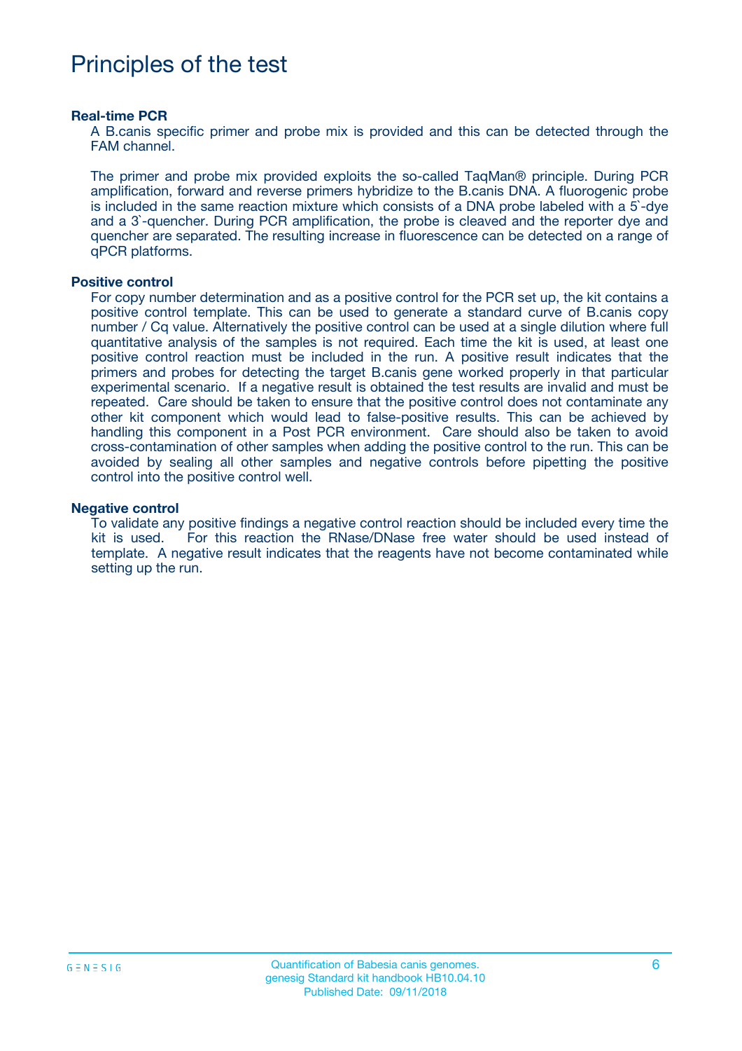# Principles of the test

**Real-time PCR**

A B.canis specific primer and probe mix is provided and this can be detected through the FAM channel.

The primer and probe mix provided exploits the so-called TaqMan® principle. During PCR amplification, forward and reverse primers hybridize to the B.canis DNA. A fluorogenic probe is included in the same reaction mixture which consists of a DNA probe labeled with a 5`-dye and a 3`-quencher. During PCR amplification, the probe is cleaved and the reporter dye and quencher are separated. The resulting increase in fluorescence can be detected on a range of qPCR platforms.

**Positive control**

For copy number determination and as a positive control for the PCR set up, the kit contains a positive control template. This can be used to generate a standard curve of B.canis copy number / Cq value. Alternatively the positive control can be used at a single dilution where full quantitative analysis of the samples is not required. Each time the kit is used, at least one positive control reaction must be included in the run. A positive result indicates that the primers and probes for detecting the target B.canis gene worked properly in that particular experimental scenario. If a negative result is obtained the test results are invalid and must be repeated. Care should be taken to ensure that the positive control does not contaminate any other kit component which would lead to false-positive results. This can be achieved by handling this component in a Post PCR environment. Care should also be taken to avoid cross-contamination of other samples when adding the positive control to the run. This can be avoided by sealing all other samples and negative controls before pipetting the positive control into the positive control well.

**Negative control**

To validate any positive findings a negative control reaction should be included every time the kit is used. For this reaction the RNase/DNase free water should be used instead of template. A negative result indicates that the reagents have not become contaminated while setting up the run.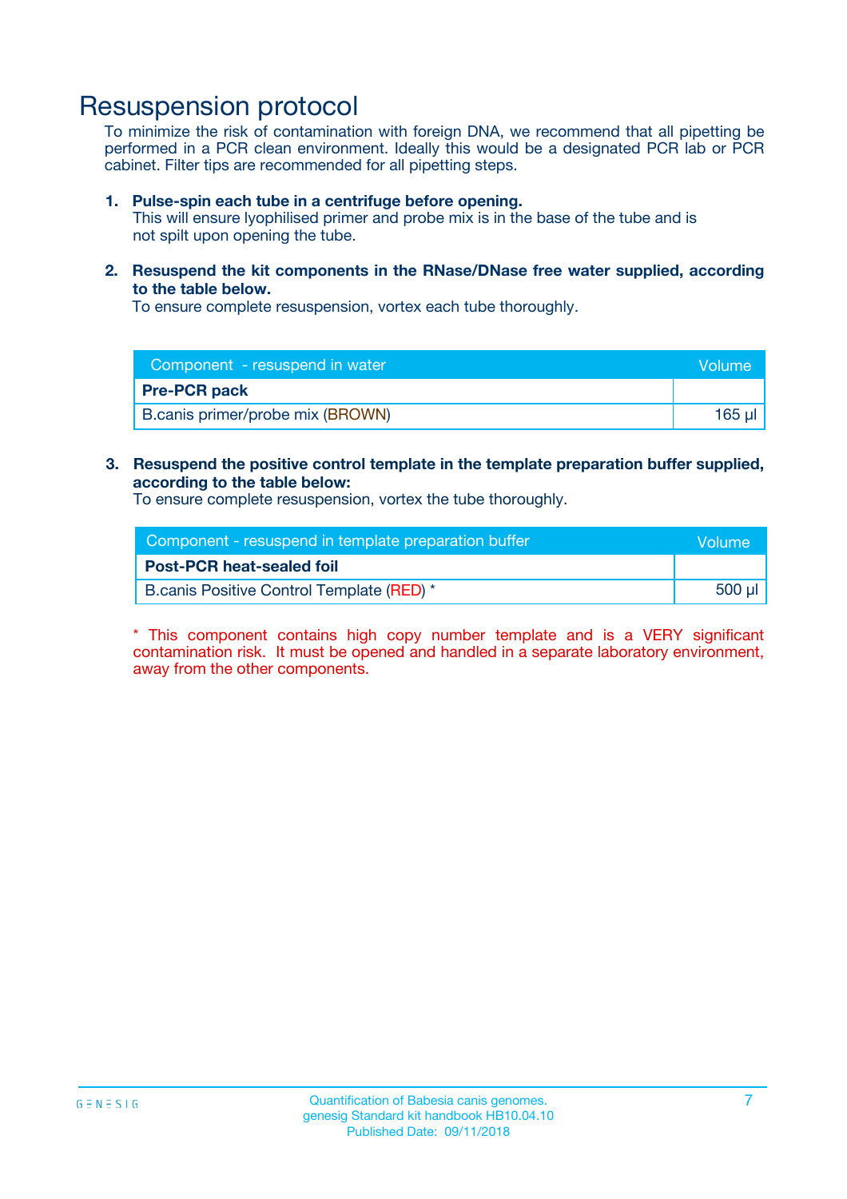# Resuspension protocol

To minimize the risk of contamination with foreign DNA, we recommend that all pipetting be performed in a PCR clean environment. Ideally this would be a designated PCR lab or PCR cabinet. Filter tips are recommended for all pipetting steps.

1. **Pulse-spin each tube in a centrifuge before opening.**
   This will ensure lyophilised primer and probe mix is in the base of the tube and is not spilt upon opening the tube.

2. **Resuspend the kit components in the RNase/DNase free water supplied, according to the table below.**
   To ensure complete resuspension, vortex each tube thoroughly.

| Component - resuspend in water | Volume |
|---|---|
| **Pre-PCR pack** | |
| B.canis primer/probe mix (BROWN) | 165 µl |

3. **Resuspend the positive control template in the template preparation buffer supplied, according to the table below:**
   To ensure complete resuspension, vortex the tube thoroughly.

| Component - resuspend in template preparation buffer | Volume |
|---|---|
| **Post-PCR heat-sealed foil** | |
| B.canis Positive Control Template (RED) * | 500 µl |

* This component contains high copy number template and is a VERY significant contamination risk. It must be opened and handled in a separate laboratory environment, away from the other components.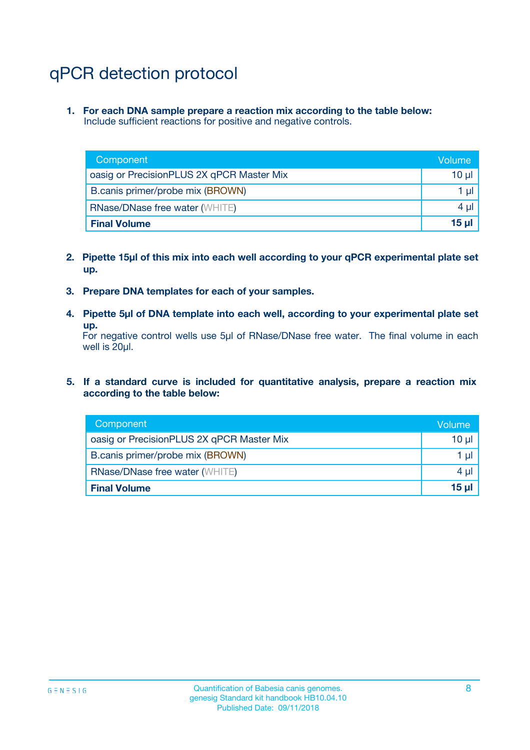# qPCR detection protocol

1. **For each DNA sample prepare a reaction mix according to the table below:**
   Include sufficient reactions for positive and negative controls.

| Component | Volume |
| --- | --- |
| oasig or PrecisionPLUS 2X qPCR Master Mix | 10 µl |
| B.canis primer/probe mix (BROWN) | 1 µl |
| RNase/DNase free water (WHITE) | 4 µl |
| **Final Volume** | **15 µl** |

2. **Pipette 15µl of this mix into each well according to your qPCR experimental plate set up.**

3. **Prepare DNA templates for each of your samples.**

4. **Pipette 5µl of DNA template into each well, according to your experimental plate set up.**
   For negative control wells use 5µl of RNase/DNase free water. The final volume in each well is 20µl.

5. **If a standard curve is included for quantitative analysis, prepare a reaction mix according to the table below:**

| Component | Volume |
| --- | --- |
| oasig or PrecisionPLUS 2X qPCR Master Mix | 10 µl |
| B.canis primer/probe mix (BROWN) | 1 µl |
| RNase/DNase free water (WHITE) | 4 µl |
| **Final Volume** | **15 µl** |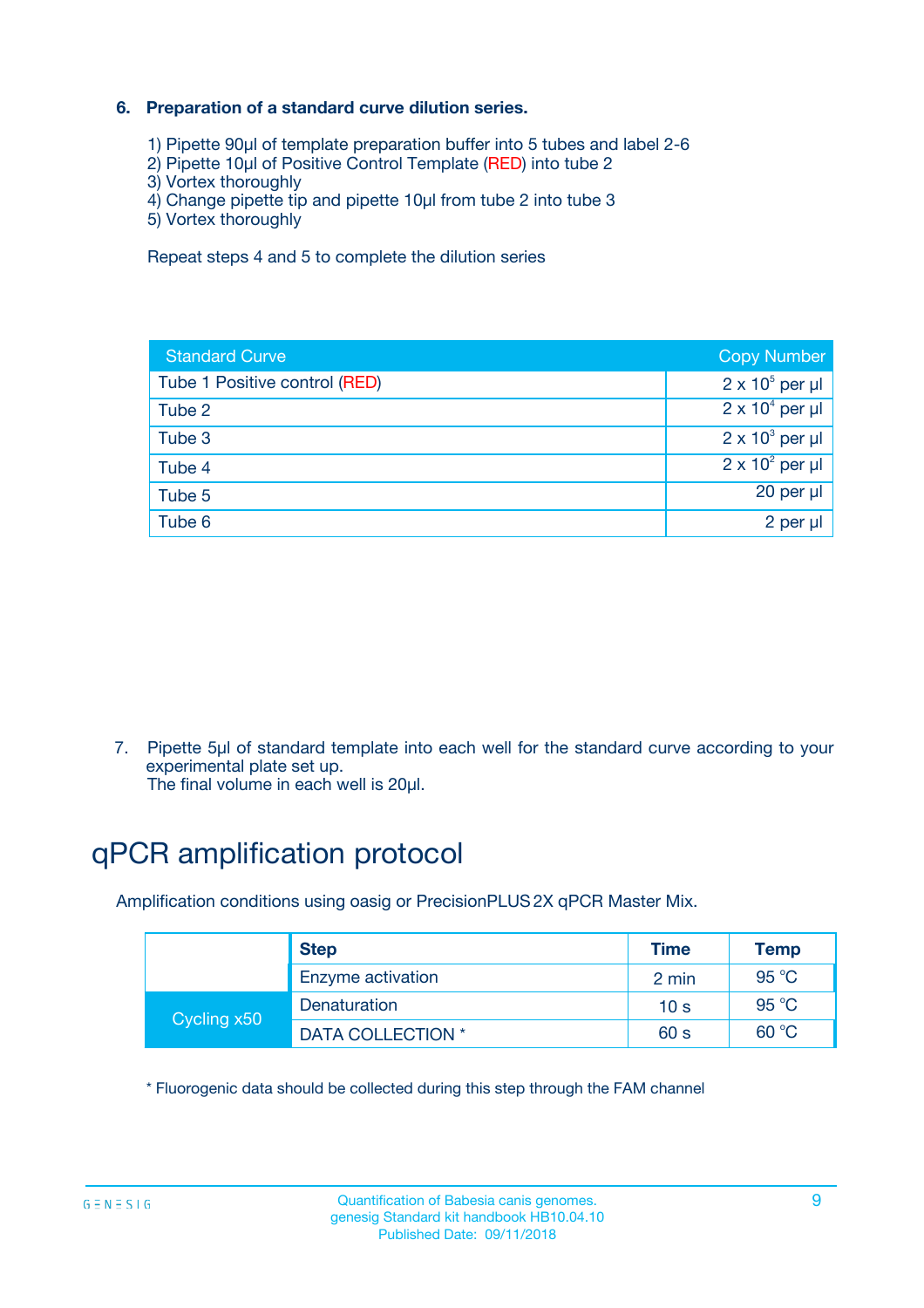6. **Preparation of a standard curve dilution series.**

   1) Pipette 90µl of template preparation buffer into 5 tubes and label 2-6
   2) Pipette 10µl of Positive Control Template (RED) into tube 2
   3) Vortex thoroughly
   4) Change pipette tip and pipette 10µl from tube 2 into tube 3
   5) Vortex thoroughly

   Repeat steps 4 and 5 to complete the dilution series

| Standard Curve | Copy Number |
|---|---|
| Tube 1 Positive control (RED) | $2 \times 10^5$ per µl |
| Tube 2 | $2 \times 10^4$ per µl |
| Tube 3 | $2 \times 10^3$ per µl |
| Tube 4 | $2 \times 10^2$ per µl |
| Tube 5 | 20 per µl |
| Tube 6 | 2 per µl |

7. Pipette 5µl of standard template into each well for the standard curve according to your experimental plate set up.
   The final volume in each well is 20µl.

# qPCR amplification protocol

Amplification conditions using oasig or PrecisionPLUS 2X qPCR Master Mix.

| | Step | Time | Temp |
|---|---|---|---|
| | Enzyme activation | 2 min | 95 °C |
| Cycling x50 | Denaturation | 10 s | 95 °C |
| | DATA COLLECTION * | 60 s | 60 °C |

* Fluorogenic data should be collected during this step through the FAM channel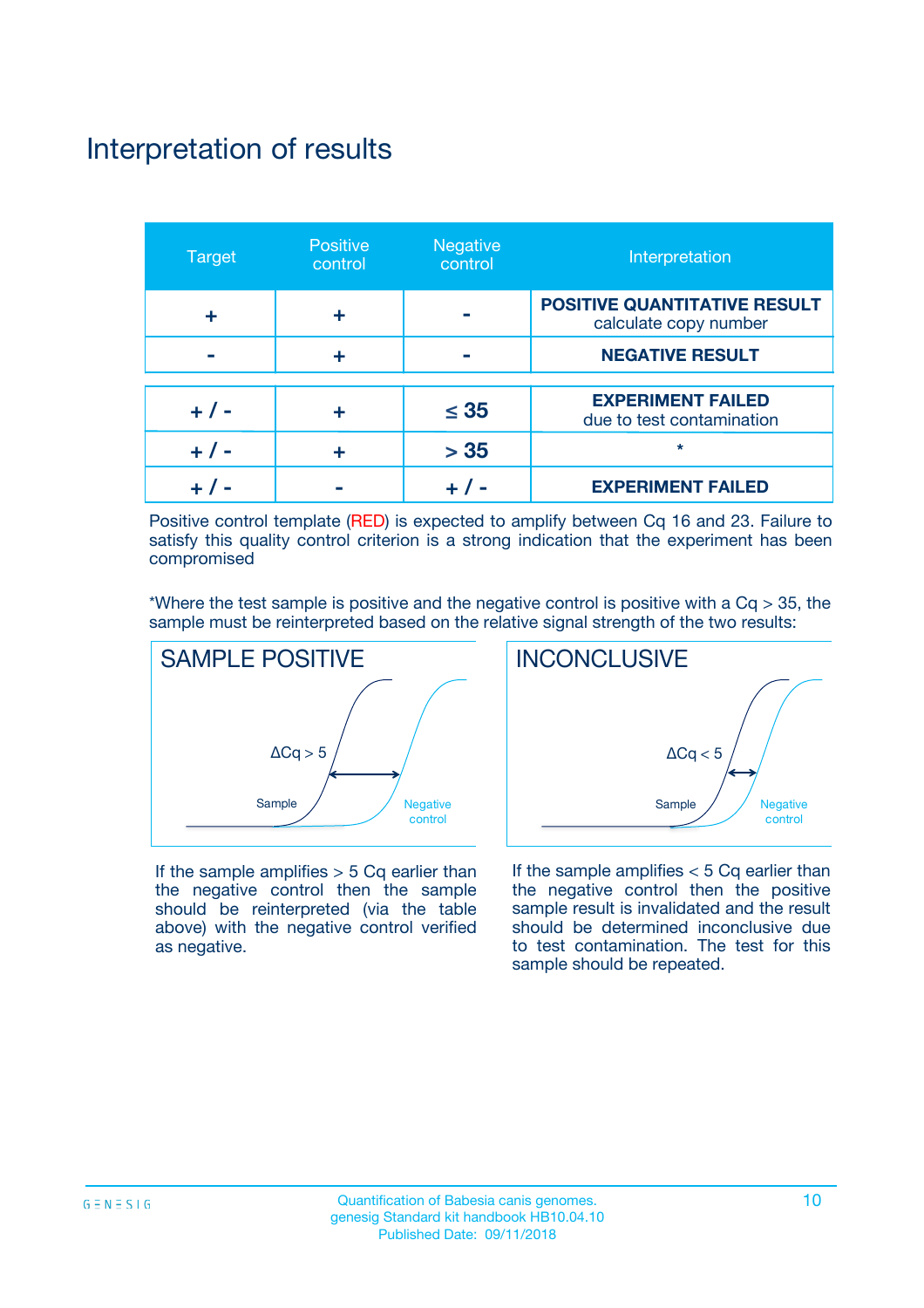# Interpretation of results

| Target | Positive control | Negative control | Interpretation |
|---|---|---|---|
| + | + | - | **POSITIVE QUANTITATIVE RESULT** calculate copy number |
| - | + | - | **NEGATIVE RESULT** |
| + / - | + | ≤ 35 | **EXPERIMENT FAILED** due to test contamination |
| + / - | + | > 35 | * |
| + / - | - | + / - | **EXPERIMENT FAILED** |

Positive control template (RED) is expected to amplify between Cq 16 and 23. Failure to satisfy this quality control criterion is a strong indication that the experiment has been compromised

*Where the test sample is positive and the negative control is positive with a Cq > 35, the sample must be reinterpreted based on the relative signal strength of the two results:

SAMPLE POSITIVE

ΔCq > 5

Sample

Negative control

INCONCLUSIVE

ΔCq < 5

Sample

Negative control

If the sample amplifies > 5 Cq earlier than the negative control then the sample should be reinterpreted (via the table above) with the negative control verified as negative.

If the sample amplifies < 5 Cq earlier than the negative control then the positive sample result is invalidated and the result should be determined inconclusive due to test contamination. The test for this sample should be repeated.